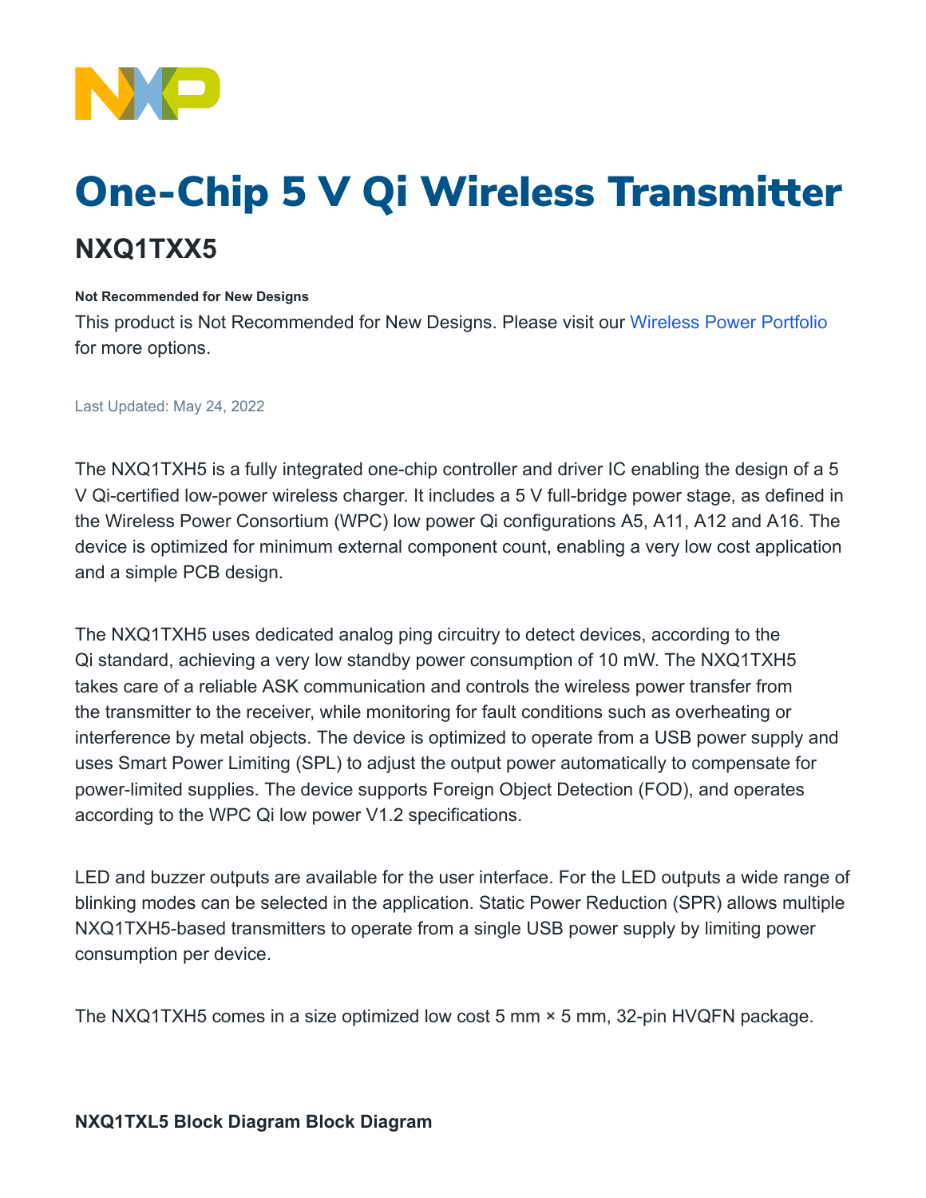# One-Chip 5 V Qi Wireless Transmitter

## NXQ1TXX5

**Not Recommended for New Designs**

This product is Not Recommended for New Designs. Please visit our Wireless Power Portfolio for more options.

Last Updated: May 24, 2022

The NXQ1TXH5 is a fully integrated one-chip controller and driver IC enabling the design of a 5 V Qi-certified low-power wireless charger. It includes a 5 V full-bridge power stage, as defined in the Wireless Power Consortium (WPC) low power Qi configurations A5, A11, A12 and A16. The device is optimized for minimum external component count, enabling a very low cost application and a simple PCB design.

The NXQ1TXH5 uses dedicated analog ping circuitry to detect devices, according to the Qi standard, achieving a very low standby power consumption of 10 mW. The NXQ1TXH5 takes care of a reliable ASK communication and controls the wireless power transfer from the transmitter to the receiver, while monitoring for fault conditions such as overheating or interference by metal objects. The device is optimized to operate from a USB power supply and uses Smart Power Limiting (SPL) to adjust the output power automatically to compensate for power-limited supplies. The device supports Foreign Object Detection (FOD), and operates according to the WPC Qi low power V1.2 specifications.

LED and buzzer outputs are available for the user interface. For the LED outputs a wide range of blinking modes can be selected in the application. Static Power Reduction (SPR) allows multiple NXQ1TXH5-based transmitters to operate from a single USB power supply by limiting power consumption per device.

The NXQ1TXH5 comes in a size optimized low cost 5 mm × 5 mm, 32-pin HVQFN package.

**NXQ1TXL5 Block Diagram Block Diagram**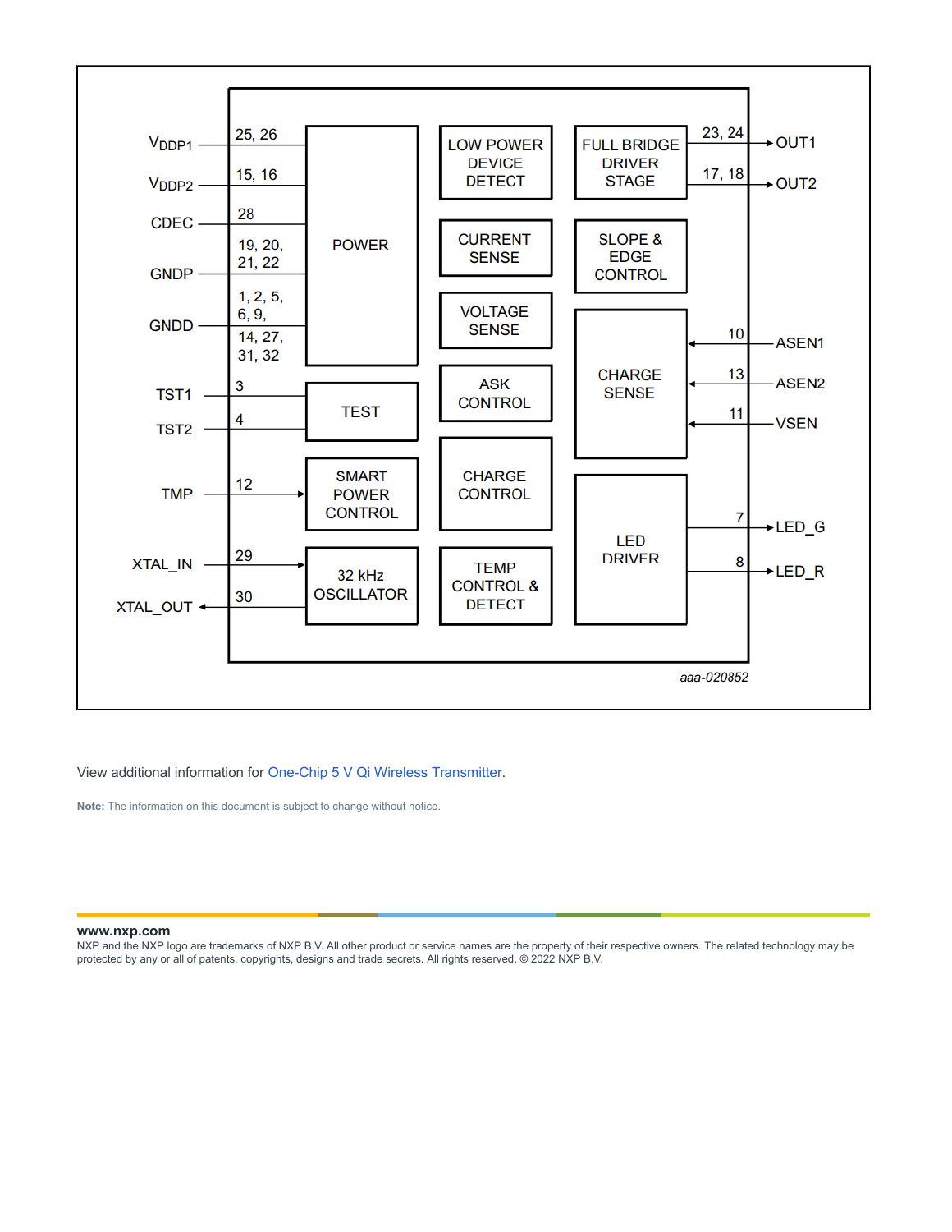$V_{DDP1}$

$V_{DDP2}$

CDEC

GNDP

GNDD

TST1

TST2

TMP

XTAL_IN

XTAL_OUT

25, 26

15, 16

28

19, 20, 21, 22

1, 2, 5, 6, 9, 14, 27, 31, 32

3

4

12

29

30

POWER

TEST

SMART POWER CONTROL

32 kHz OSCILLATOR

LOW POWER DEVICE DETECT

CURRENT SENSE

VOLTAGE SENSE

ASK CONTROL

CHARGE CONTROL

TEMP CONTROL & DETECT

FULL BRIDGE DRIVER STAGE

SLOPE & EDGE CONTROL

CHARGE SENSE

LED DRIVER

23, 24

17, 18

10

13

11

7

8

OUT1

OUT2

ASEN1

ASEN2

VSEN

LED_G

LED_R

aaa-020852

View additional information for One-Chip 5 V Qi Wireless Transmitter.

**Note:** The information on this document is subject to change without notice.

**www.nxp.com**

NXP and the NXP logo are trademarks of NXP B.V. All other product or service names are the property of their respective owners. The related technology may be protected by any or all of patents, copyrights, designs and trade secrets. All rights reserved. © 2022 NXP B.V.